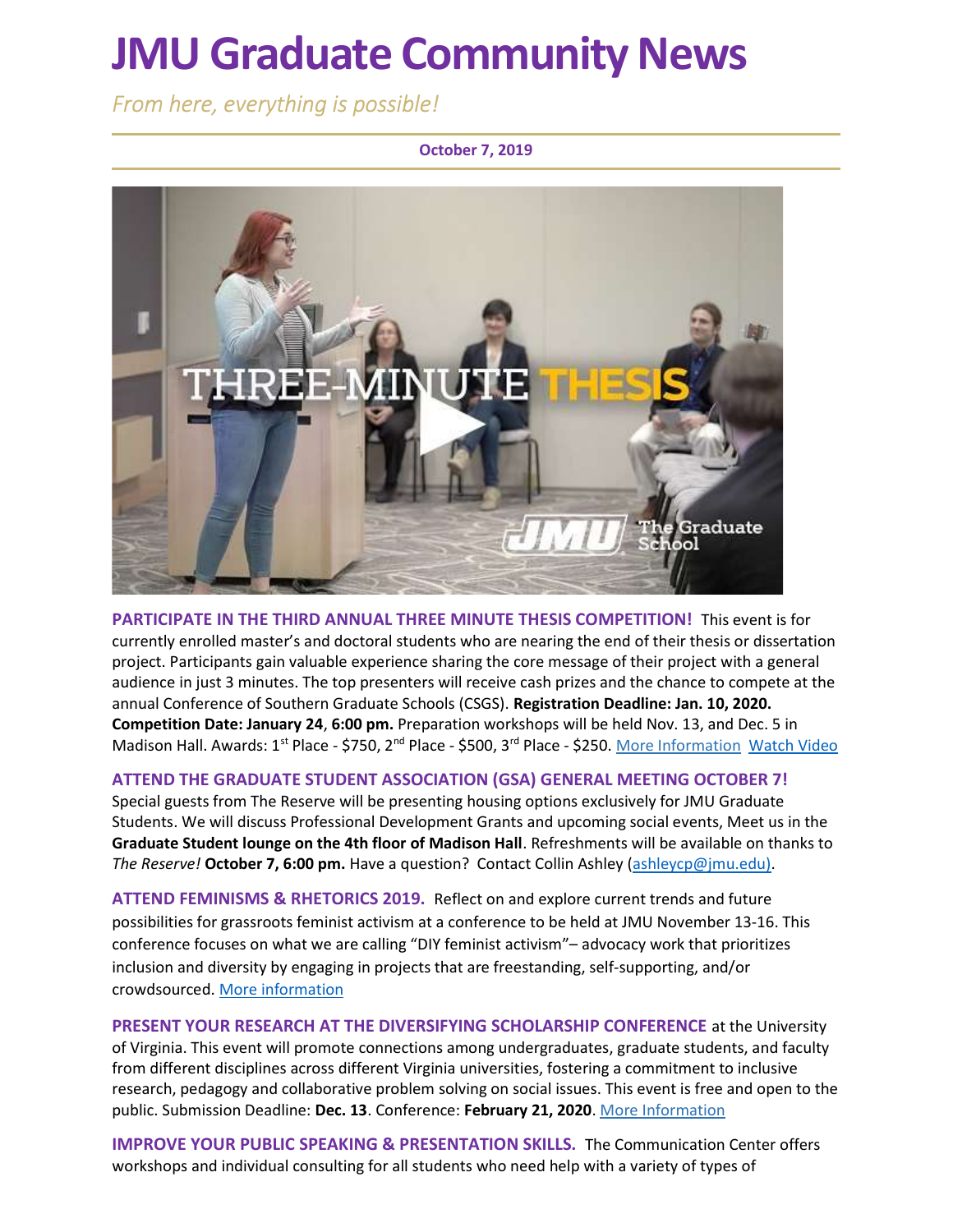# JMU Graduate Community News

*From here, everything is possible!*

**October 7, 2019**

**PARTICIPATE IN THE THIRD ANNUAL THREE MINUTE THESIS COMPETITION!** This event is for currently enrolled master's and doctoral students who are nearing the end of their thesis or dissertation project. Participants gain valuable experience sharing the core message of their project with a general audience in just 3 minutes. The top presenters will receive cash prizes and the chance to compete at the annual Conference of Southern Graduate Schools (CSGS). **Registration Deadline: Jan. 10, 2020. Competition Date: January 24**, **6:00 pm.** Preparation workshops will be held Nov. 13, and Dec. 5 in Madison Hall. Awards: 1st Place - $750, 2nd Place - $500, 3rd Place - $250. More Information Watch Video

**ATTEND THE GRADUATE STUDENT ASSOCIATION (GSA) GENERAL MEETING OCTOBER 7!** Special guests from The Reserve will be presenting housing options exclusively for JMU Graduate Students. We will discuss Professional Development Grants and upcoming social events, Meet us in the **Graduate Student lounge on the 4th floor of Madison Hall**. Refreshments will be available on thanks to *The Reserve!* **October 7, 6:00 pm.** Have a question? Contact Collin Ashley (ashleycp@jmu.edu).

**ATTEND FEMINISMS & RHETORICS 2019.** Reflect on and explore current trends and future possibilities for grassroots feminist activism at a conference to be held at JMU November 13-16. This conference focuses on what we are calling "DIY feminist activism"– advocacy work that prioritizes inclusion and diversity by engaging in projects that are freestanding, self-supporting, and/or crowdsourced. More information

**PRESENT YOUR RESEARCH AT THE DIVERSIFYING SCHOLARSHIP CONFERENCE** at the University of Virginia. This event will promote connections among undergraduates, graduate students, and faculty from different disciplines across different Virginia universities, fostering a commitment to inclusive research, pedagogy and collaborative problem solving on social issues. This event is free and open to the public. Submission Deadline: **Dec. 13**. Conference: **February 21, 2020**. More Information

**IMPROVE YOUR PUBLIC SPEAKING & PRESENTATION SKILLS.** The Communication Center offers workshops and individual consulting for all students who need help with a variety of types of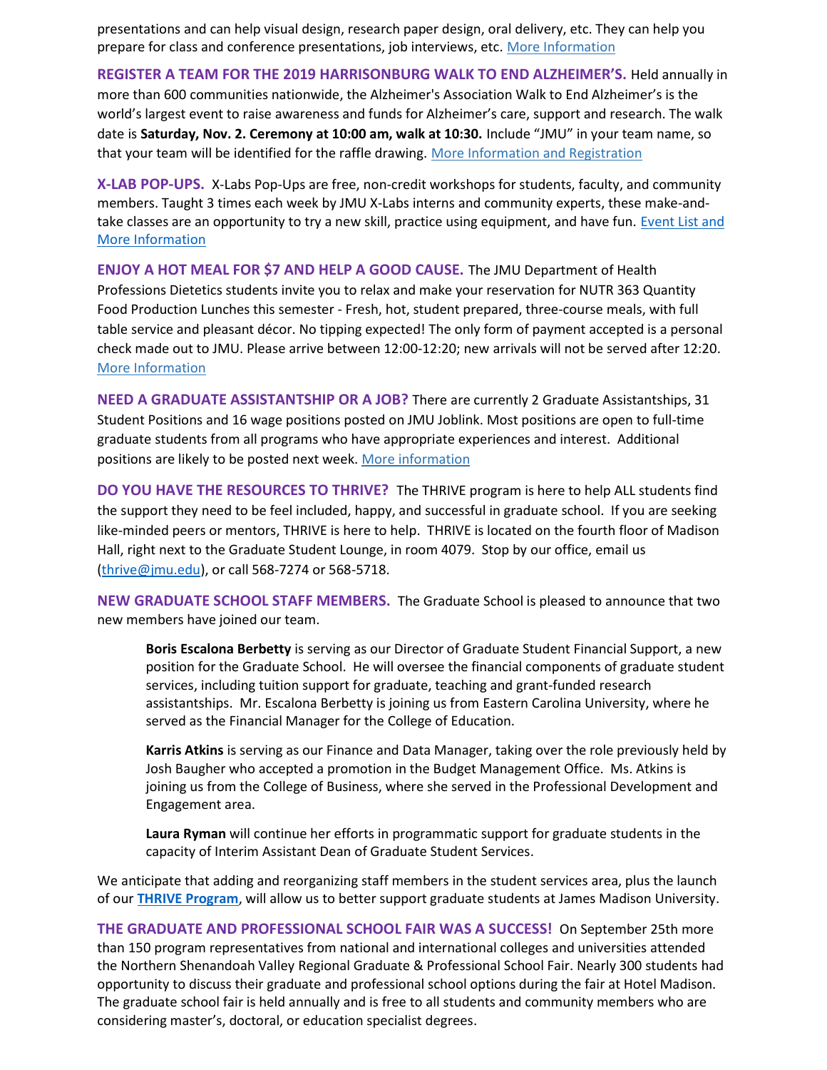presentations and can help visual design, research paper design, oral delivery, etc. They can help you prepare for class and conference presentations, job interviews, etc. More Information

**REGISTER A TEAM FOR THE 2019 HARRISONBURG WALK TO END ALZHEIMER'S.** Held annually in more than 600 communities nationwide, the Alzheimer's Association Walk to End Alzheimer's is the world's largest event to raise awareness and funds for Alzheimer's care, support and research. The walk date is **Saturday, Nov. 2. Ceremony at 10:00 am, walk at 10:30.** Include "JMU" in your team name, so that your team will be identified for the raffle drawing. More Information and Registration

**X-LAB POP-UPS.** X-Labs Pop-Ups are free, non-credit workshops for students, faculty, and community members. Taught 3 times each week by JMU X-Labs interns and community experts, these make-and-take classes are an opportunity to try a new skill, practice using equipment, and have fun. Event List and More Information

**ENJOY A HOT MEAL FOR $7 AND HELP A GOOD CAUSE.** The JMU Department of Health Professions Dietetics students invite you to relax and make your reservation for NUTR 363 Quantity Food Production Lunches this semester - Fresh, hot, student prepared, three-course meals, with full table service and pleasant décor. No tipping expected! The only form of payment accepted is a personal check made out to JMU. Please arrive between 12:00-12:20; new arrivals will not be served after 12:20. More Information

**NEED A GRADUATE ASSISTANTSHIP OR A JOB?** There are currently 2 Graduate Assistantships, 31 Student Positions and 16 wage positions posted on JMU Joblink. Most positions are open to full-time graduate students from all programs who have appropriate experiences and interest. Additional positions are likely to be posted next week. More information

**DO YOU HAVE THE RESOURCES TO THRIVE?** The THRIVE program is here to help ALL students find the support they need to be feel included, happy, and successful in graduate school. If you are seeking like-minded peers or mentors, THRIVE is here to help. THRIVE is located on the fourth floor of Madison Hall, right next to the Graduate Student Lounge, in room 4079. Stop by our office, email us (thrive@jmu.edu), or call 568-7274 or 568-5718.

**NEW GRADUATE SCHOOL STAFF MEMBERS.** The Graduate School is pleased to announce that two new members have joined our team.

> **Boris Escalona Berbetty** is serving as our Director of Graduate Student Financial Support, a new position for the Graduate School. He will oversee the financial components of graduate student services, including tuition support for graduate, teaching and grant-funded research assistantships. Mr. Escalona Berbetty is joining us from Eastern Carolina University, where he served as the Financial Manager for the College of Education.
>
> **Karris Atkins** is serving as our Finance and Data Manager, taking over the role previously held by Josh Baugher who accepted a promotion in the Budget Management Office. Ms. Atkins is joining us from the College of Business, where she served in the Professional Development and Engagement area.
>
> **Laura Ryman** will continue her efforts in programmatic support for graduate students in the capacity of Interim Assistant Dean of Graduate Student Services.

We anticipate that adding and reorganizing staff members in the student services area, plus the launch of our **THRIVE Program**, will allow us to better support graduate students at James Madison University.

**THE GRADUATE AND PROFESSIONAL SCHOOL FAIR WAS A SUCCESS!** On September 25th more than 150 program representatives from national and international colleges and universities attended the Northern Shenandoah Valley Regional Graduate & Professional School Fair. Nearly 300 students had opportunity to discuss their graduate and professional school options during the fair at Hotel Madison. The graduate school fair is held annually and is free to all students and community members who are considering master's, doctoral, or education specialist degrees.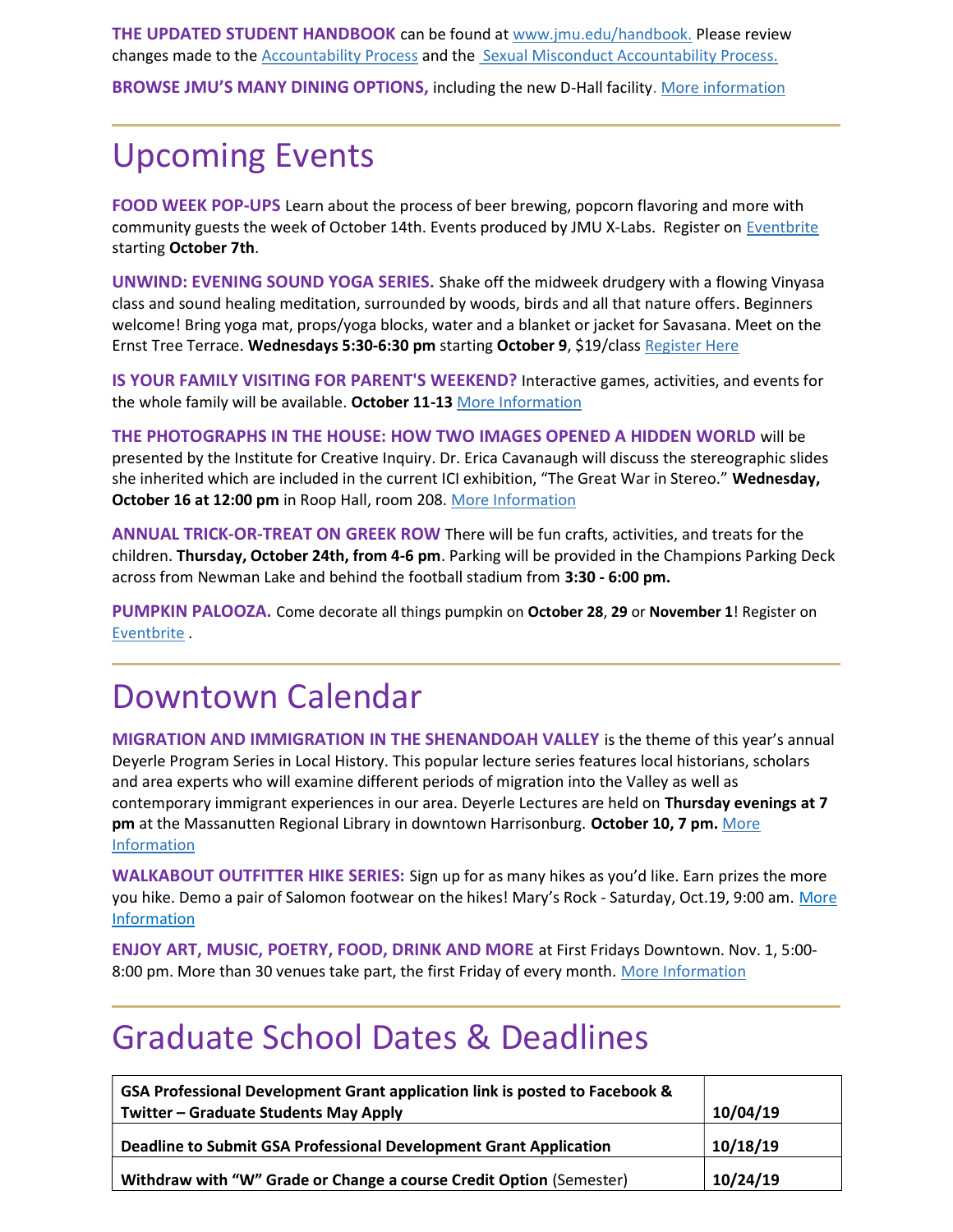**THE UPDATED STUDENT HANDBOOK** can be found at www.jmu.edu/handbook. Please review changes made to the Accountability Process and the Sexual Misconduct Accountability Process.

**BROWSE JMU'S MANY DINING OPTIONS,** including the new D-Hall facility. More information

# Upcoming Events

**FOOD WEEK POP-UPS** Learn about the process of beer brewing, popcorn flavoring and more with community guests the week of October 14th. Events produced by JMU X-Labs. Register on Eventbrite starting **October 7th**.

**UNWIND: EVENING SOUND YOGA SERIES.** Shake off the midweek drudgery with a flowing Vinyasa class and sound healing meditation, surrounded by woods, birds and all that nature offers. Beginners welcome! Bring yoga mat, props/yoga blocks, water and a blanket or jacket for Savasana. Meet on the Ernst Tree Terrace. **Wednesdays 5:30-6:30 pm** starting **October 9**, $19/class Register Here

**IS YOUR FAMILY VISITING FOR PARENT'S WEEKEND?** Interactive games, activities, and events for the whole family will be available. **October 11-13** More Information

**THE PHOTOGRAPHS IN THE HOUSE: HOW TWO IMAGES OPENED A HIDDEN WORLD** will be presented by the Institute for Creative Inquiry. Dr. Erica Cavanaugh will discuss the stereographic slides she inherited which are included in the current ICI exhibition, "The Great War in Stereo." **Wednesday, October 16 at 12:00 pm** in Roop Hall, room 208. More Information

**ANNUAL TRICK-OR-TREAT ON GREEK ROW** There will be fun crafts, activities, and treats for the children. **Thursday, October 24th, from 4-6 pm**. Parking will be provided in the Champions Parking Deck across from Newman Lake and behind the football stadium from **3:30 - 6:00 pm.**

**PUMPKIN PALOOZA.** Come decorate all things pumpkin on **October 28**, **29** or **November 1**! Register on Eventbrite .

# Downtown Calendar

**MIGRATION AND IMMIGRATION IN THE SHENANDOAH VALLEY** is the theme of this year's annual Deyerle Program Series in Local History. This popular lecture series features local historians, scholars and area experts who will examine different periods of migration into the Valley as well as contemporary immigrant experiences in our area. Deyerle Lectures are held on **Thursday evenings at 7 pm** at the Massanutten Regional Library in downtown Harrisonburg. **October 10, 7 pm.** More Information

**WALKABOUT OUTFITTER HIKE SERIES:** Sign up for as many hikes as you'd like. Earn prizes the more you hike. Demo a pair of Salomon footwear on the hikes! Mary's Rock - Saturday, Oct.19, 9:00 am. More Information

**ENJOY ART, MUSIC, POETRY, FOOD, DRINK AND MORE** at First Fridays Downtown. Nov. 1, 5:00-8:00 pm. More than 30 venues take part, the first Friday of every month. More Information

# Graduate School Dates & Deadlines

| | |
|---|---|
| **GSA Professional Development Grant application link is posted to Facebook & Twitter – Graduate Students May Apply** | **10/04/19** |
| **Deadline to Submit GSA Professional Development Grant Application** | **10/18/19** |
| **Withdraw with "W" Grade or Change a course Credit Option** (Semester) | **10/24/19** |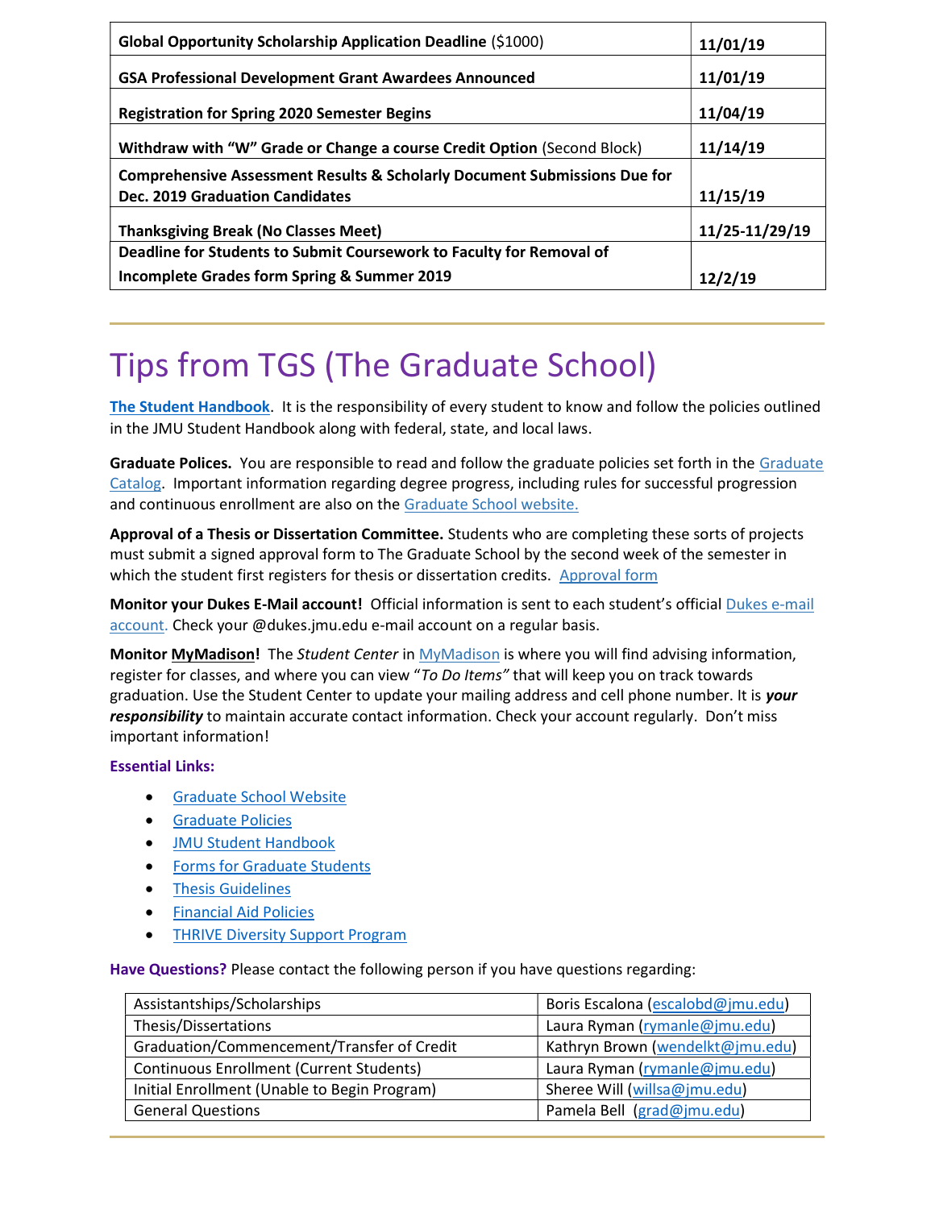| | |
|---|---|
| **Global Opportunity Scholarship Application Deadline** ($1000) | **11/01/19** |
| **GSA Professional Development Grant Awardees Announced** | **11/01/19** |
| **Registration for Spring 2020 Semester Begins** | **11/04/19** |
| **Withdraw with "W" Grade or Change a course Credit Option** (Second Block) | **11/14/19** |
| **Comprehensive Assessment Results & Scholarly Document Submissions Due for Dec. 2019 Graduation Candidates** | **11/15/19** |
| **Thanksgiving Break (No Classes Meet)** | **11/25-11/29/19** |
| **Deadline for Students to Submit Coursework to Faculty for Removal of Incomplete Grades form Spring & Summer 2019** | **12/2/19** |

# Tips from TGS (The Graduate School)

**The Student Handbook**. It is the responsibility of every student to know and follow the policies outlined in the JMU Student Handbook along with federal, state, and local laws.

**Graduate Polices.** You are responsible to read and follow the graduate policies set forth in the Graduate Catalog. Important information regarding degree progress, including rules for successful progression and continuous enrollment are also on the Graduate School website.

**Approval of a Thesis or Dissertation Committee.** Students who are completing these sorts of projects must submit a signed approval form to The Graduate School by the second week of the semester in which the student first registers for thesis or dissertation credits. Approval form

**Monitor your Dukes E-Mail account!** Official information is sent to each student's official Dukes e-mail account. Check your @dukes.jmu.edu e-mail account on a regular basis.

**Monitor MyMadison!** The *Student Center* in MyMadison is where you will find advising information, register for classes, and where you can view "*To Do Items"* that will keep you on track towards graduation. Use the Student Center to update your mailing address and cell phone number. It is ***your responsibility*** to maintain accurate contact information. Check your account regularly. Don't miss important information!

**Essential Links:**

- Graduate School Website
- Graduate Policies
- JMU Student Handbook
- Forms for Graduate Students
- Thesis Guidelines
- Financial Aid Policies
- THRIVE Diversity Support Program

**Have Questions?** Please contact the following person if you have questions regarding:

| | |
|---|---|
| Assistantships/Scholarships | Boris Escalona (escalobd@jmu.edu) |
| Thesis/Dissertations | Laura Ryman (rymanle@jmu.edu) |
| Graduation/Commencement/Transfer of Credit | Kathryn Brown (wendelkt@jmu.edu) |
| Continuous Enrollment (Current Students) | Laura Ryman (rymanle@jmu.edu) |
| Initial Enrollment (Unable to Begin Program) | Sheree Will (willsa@jmu.edu) |
| General Questions | Pamela Bell (grad@jmu.edu) |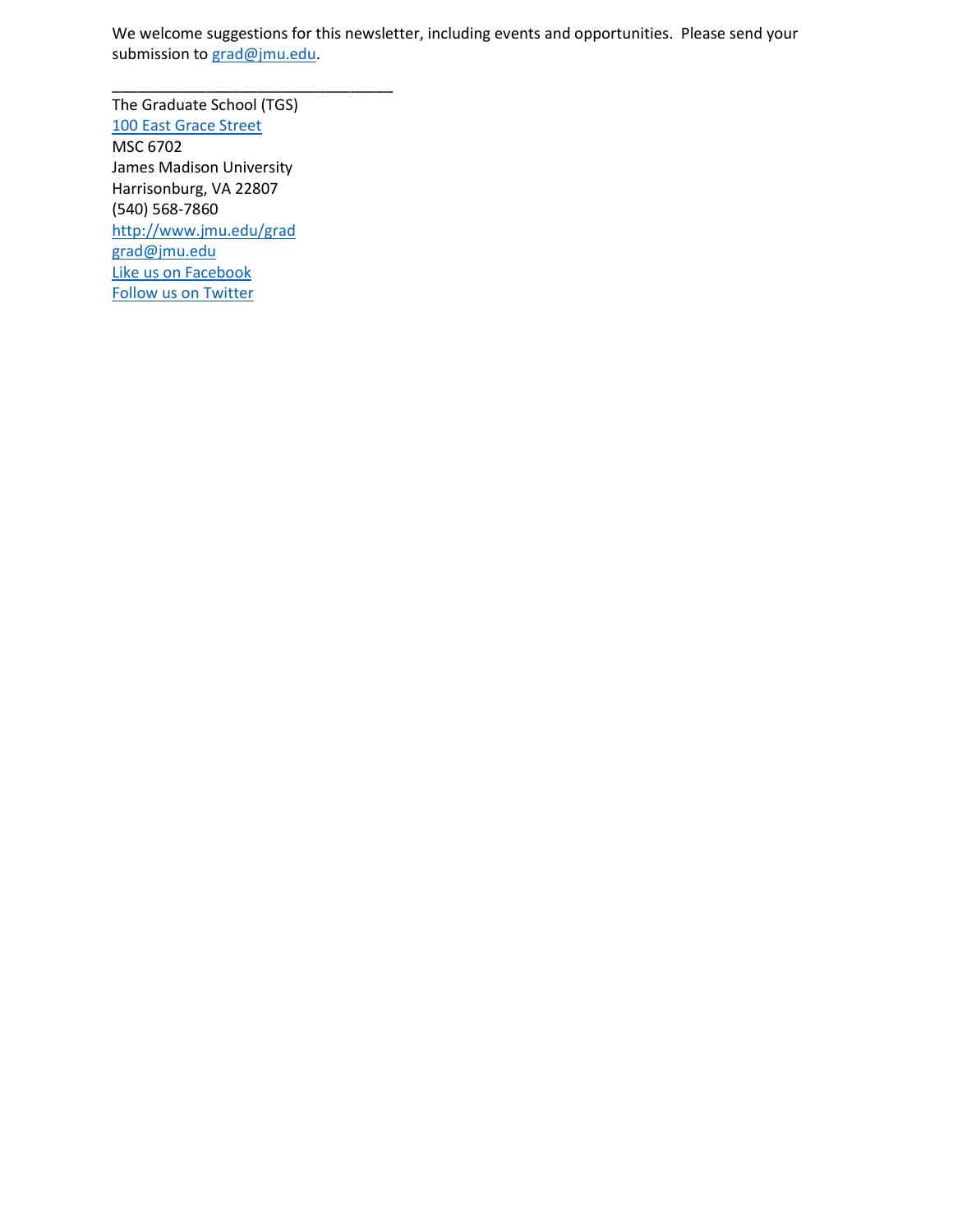We welcome suggestions for this newsletter, including events and opportunities.  Please send your submission to grad@jmu.edu.

________________________________

The Graduate School (TGS)
100 East Grace Street
MSC 6702
James Madison University
Harrisonburg, VA 22807
(540) 568-7860
http://www.jmu.edu/grad
grad@jmu.edu
Like us on Facebook
Follow us on Twitter